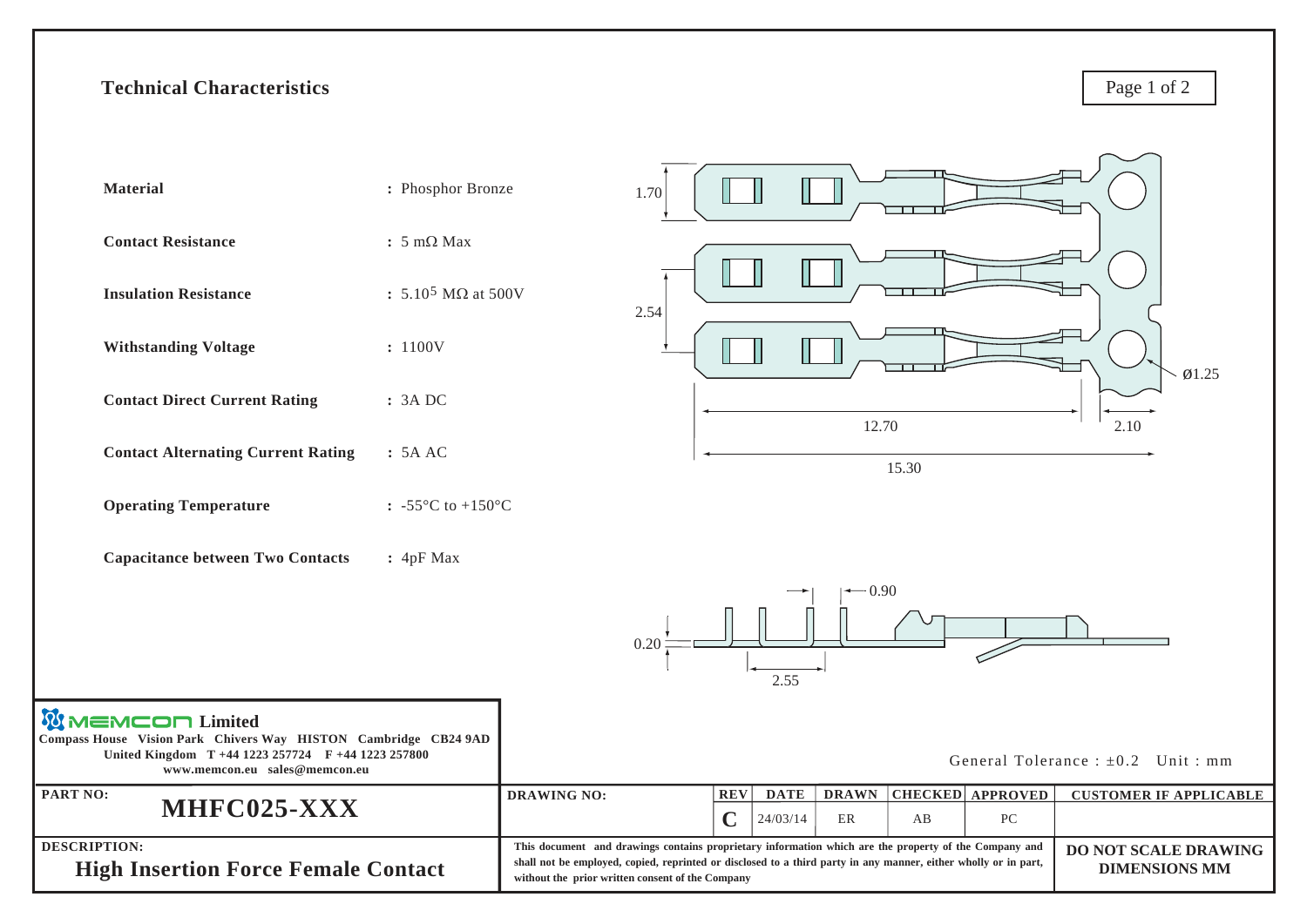## Technical Characteristics

| | |
|---|---|
| **Material** | : Phosphor Bronze |
| **Contact Resistance** | : 5 mΩ Max |
| **Insulation Resistance** | : $5.10^5$ MΩ at 500V |
| **Withstanding Voltage** | : 1100V |
| **Contact Direct Current Rating** | : 3A DC |
| **Contact Alternating Current Rating** | : 5A AC |
| **Operating Temperature** | : -55°C to +150°C |
| **Capacitance between Two Contacts** | : 4pF Max |

1.70

2.54

Ø1.25

12.70

2.10

15.30

0.90

0.20

2.55

General Tolerance : ±0.2 Unit : mm

**MEMCON Limited**
Compass House Vision Park Chivers Way HISTON Cambridge CB24 9AD
United Kingdom T +44 1223 257724 F +44 1223 257800
www.memcon.eu sales@memcon.eu

| PART NO: | DRAWING NO: | REV | DATE | DRAWN | CHECKED | APPROVED | CUSTOMER IF APPLICABLE |
|---|---|---|---|---|---|---|---|
| **MHFC025-XXX** | | C | 24/03/14 | ER | AB | PC | |

**DESCRIPTION:**
**High Insertion Force Female Contact**

This document and drawings contains proprietary information which are the property of the Company and shall not be employed, copied, reprinted or disclosed to a third party in any manner, either wholly or in part, without the prior written consent of the Company

**DO NOT SCALE DRAWING DIMENSIONS MM**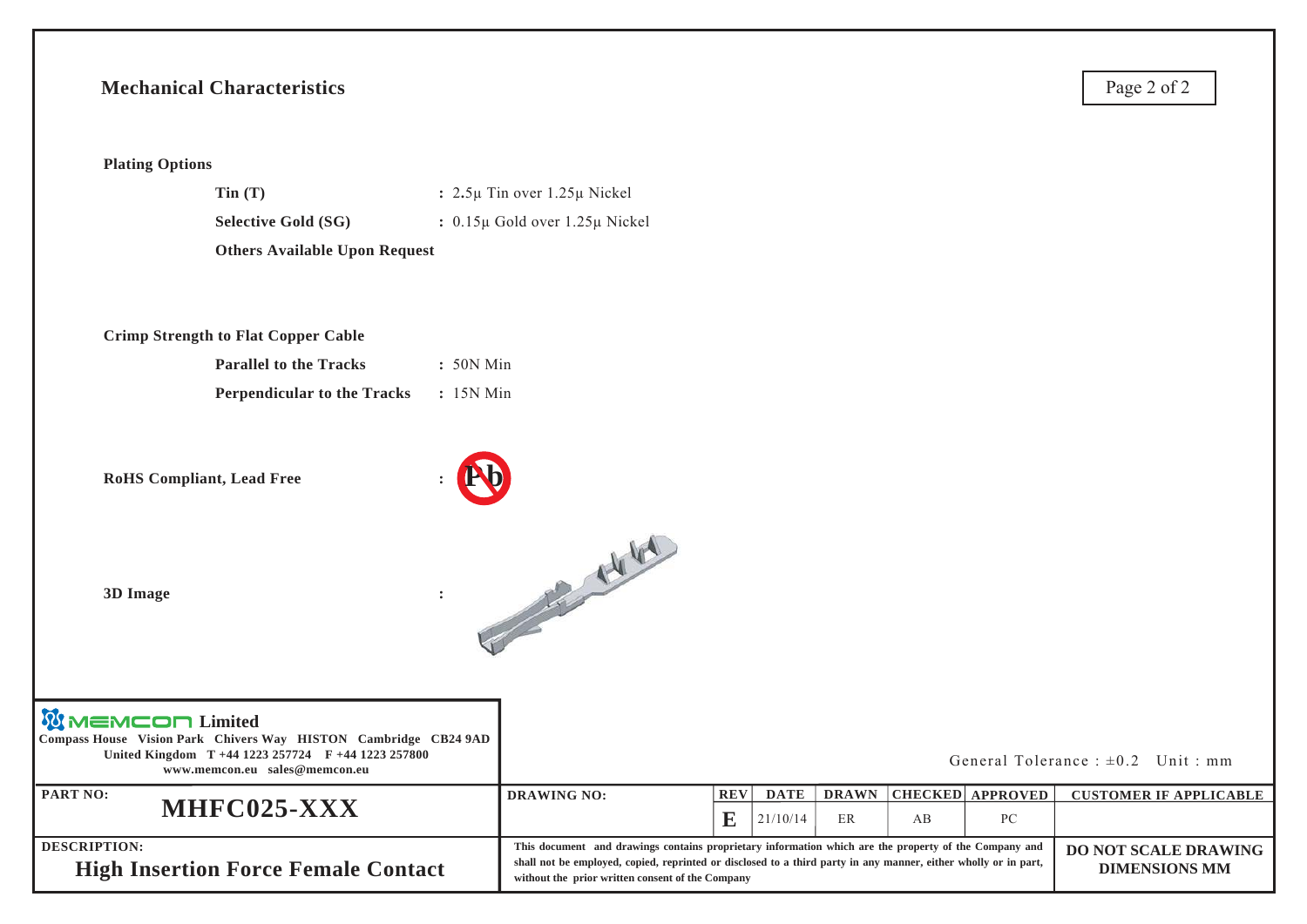## Mechanical Characteristics

**Plating Options**

| | |
|---|---|
| **Tin (T)** | : 2.5µ Tin over 1.25µ Nickel |
| **Selective Gold (SG)** | : 0.15µ Gold over 1.25µ Nickel |
| **Others Available Upon Request** | |

**Crimp Strength to Flat Copper Cable**

| | |
|---|---|
| **Parallel to the Tracks** | : 50N Min |
| **Perpendicular to the Tracks** | : 15N Min |

**RoHS Compliant, Lead Free** : Pb

**3D Image** :

**MEMCON Limited**
Compass House Vision Park Chivers Way HISTON Cambridge CB24 9AD
United Kingdom T +44 1223 257724 F +44 1223 257800
www.memcon.eu sales@memcon.eu

General Tolerance : ±0.2 Unit : mm

| PART NO: | DRAWING NO: | REV | DATE | DRAWN | CHECKED | APPROVED | CUSTOMER IF APPLICABLE |
|---|---|---|---|---|---|---|---|
| **MHFC025-XXX** | | E | 21/10/14 | ER | AB | PC | |

**DESCRIPTION:**
**High Insertion Force Female Contact**

This document and drawings contains proprietary information which are the property of the Company and shall not be employed, copied, reprinted or disclosed to a third party in any manner, either wholly or in part, without the prior written consent of the Company

**DO NOT SCALE DRAWING**
**DIMENSIONS MM**